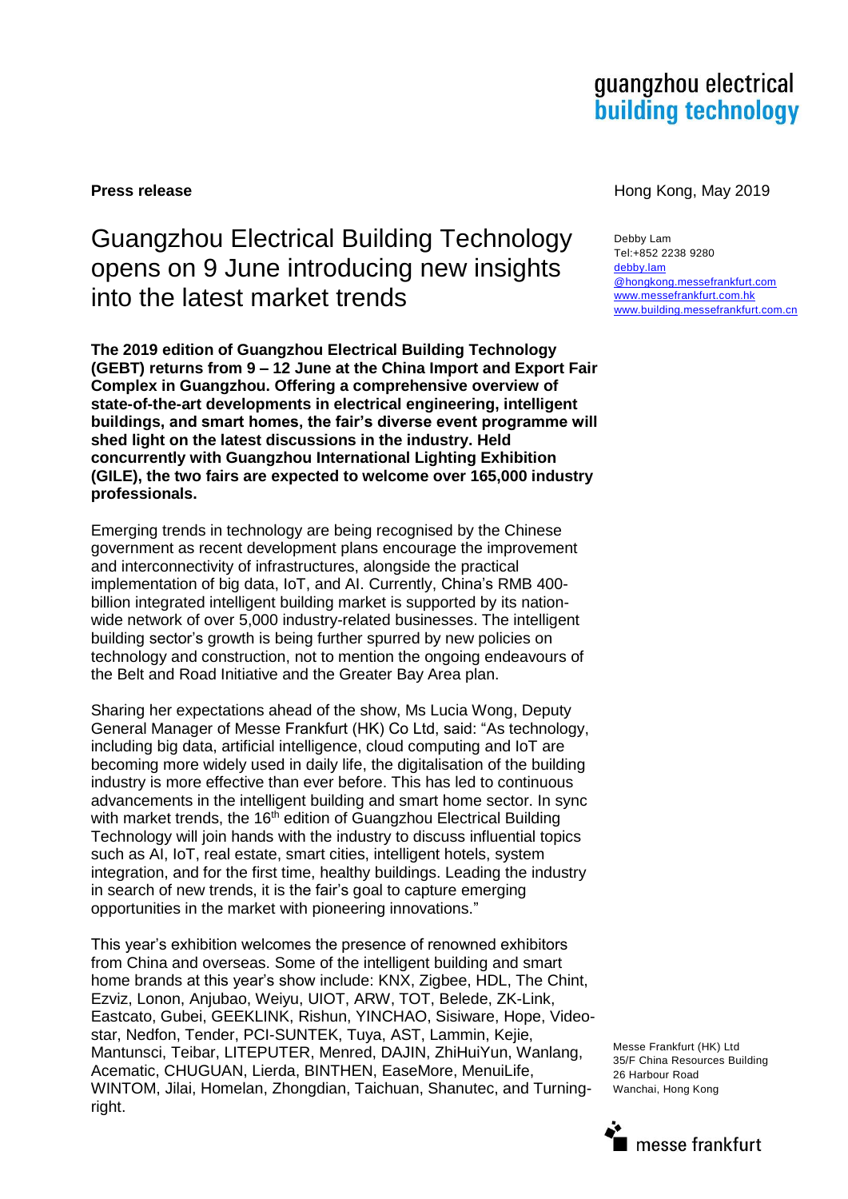guangzhou electrical
building technology

**Press release**

Hong Kong, May 2019

Debby Lam
Tel:+852 2238 9280
debby.lam@hongkong.messefrankfurt.com
www.messefrankfurt.com.hk
www.building.messefrankfurt.com.cn

# Guangzhou Electrical Building Technology opens on 9 June introducing new insights into the latest market trends

**The 2019 edition of Guangzhou Electrical Building Technology (GEBT) returns from 9 – 12 June at the China Import and Export Fair Complex in Guangzhou. Offering a comprehensive overview of state-of-the-art developments in electrical engineering, intelligent buildings, and smart homes, the fair's diverse event programme will shed light on the latest discussions in the industry. Held concurrently with Guangzhou International Lighting Exhibition (GILE), the two fairs are expected to welcome over 165,000 industry professionals.**

Emerging trends in technology are being recognised by the Chinese government as recent development plans encourage the improvement and interconnectivity of infrastructures, alongside the practical implementation of big data, IoT, and AI. Currently, China's RMB 400-billion integrated intelligent building market is supported by its nation-wide network of over 5,000 industry-related businesses. The intelligent building sector's growth is being further spurred by new policies on technology and construction, not to mention the ongoing endeavours of the Belt and Road Initiative and the Greater Bay Area plan.

Sharing her expectations ahead of the show, Ms Lucia Wong, Deputy General Manager of Messe Frankfurt (HK) Co Ltd, said: "As technology, including big data, artificial intelligence, cloud computing and IoT are becoming more widely used in daily life, the digitalisation of the building industry is more effective than ever before. This has led to continuous advancements in the intelligent building and smart home sector. In sync with market trends, the 16th edition of Guangzhou Electrical Building Technology will join hands with the industry to discuss influential topics such as AI, IoT, real estate, smart cities, intelligent hotels, system integration, and for the first time, healthy buildings. Leading the industry in search of new trends, it is the fair's goal to capture emerging opportunities in the market with pioneering innovations."

This year's exhibition welcomes the presence of renowned exhibitors from China and overseas. Some of the intelligent building and smart home brands at this year's show include: KNX, Zigbee, HDL, The Chint, Ezviz, Lonon, Anjubao, Weiyu, UIOT, ARW, TOT, Belede, ZK-Link, Eastcato, Gubei, GEEKLINK, Rishun, YINCHAO, Sisiware, Hope, Video-star, Nedfon, Tender, PCI-SUNTEK, Tuya, AST, Lammin, Kejie, Mantunsci, Teibar, LITEPUTER, Menred, DAJIN, ZhiHuiYun, Wanlang, Acematic, CHUGUAN, Lierda, BINTHEN, EaseMore, MenuiLife, WINTOM, Jilai, Homelan, Zhongdian, Taichuan, Shanutec, and Turning-right.

Messe Frankfurt (HK) Ltd
35/F China Resources Building
26 Harbour Road
Wanchai, Hong Kong

messe frankfurt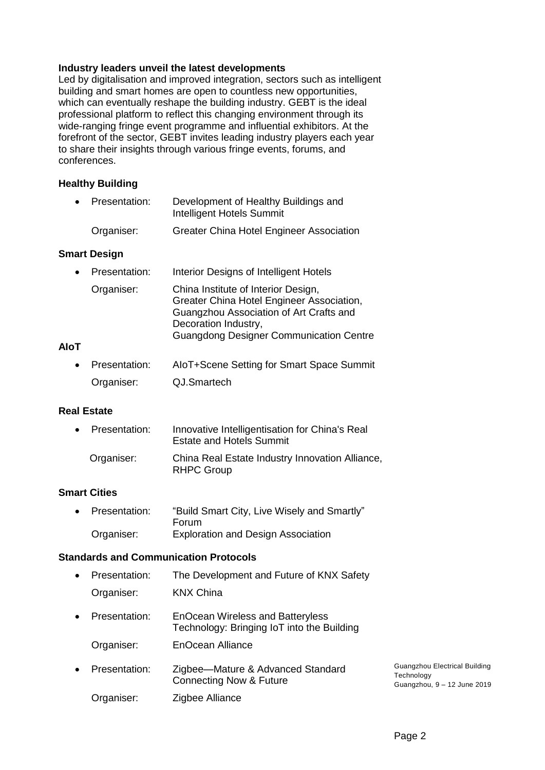**Industry leaders unveil the latest developments**

Led by digitalisation and improved integration, sectors such as intelligent building and smart homes are open to countless new opportunities, which can eventually reshape the building industry. GEBT is the ideal professional platform to reflect this changing environment through its wide-ranging fringe event programme and influential exhibitors. At the forefront of the sector, GEBT invites leading industry players each year to share their insights through various fringe events, forums, and conferences.

**Healthy Building**

- Presentation: Development of Healthy Buildings and Intelligent Hotels Summit
  Organiser: Greater China Hotel Engineer Association

**Smart Design**

- Presentation: Interior Designs of Intelligent Hotels
  Organiser: China Institute of Interior Design, Greater China Hotel Engineer Association, Guangzhou Association of Art Crafts and Decoration Industry, Guangdong Designer Communication Centre

**AIoT**

- Presentation: AIoT+Scene Setting for Smart Space Summit
  Organiser: QJ.Smartech

**Real Estate**

- Presentation: Innovative Intelligentisation for China's Real Estate and Hotels Summit
  Organiser: China Real Estate Industry Innovation Alliance, RHPC Group

**Smart Cities**

- Presentation: "Build Smart City, Live Wisely and Smartly" Forum
  Organiser: Exploration and Design Association

**Standards and Communication Protocols**

- Presentation: The Development and Future of KNX Safety
  Organiser: KNX China
- Presentation: EnOcean Wireless and Batteryless Technology: Bringing IoT into the Building
  Organiser: EnOcean Alliance
- Presentation: Zigbee—Mature & Advanced Standard Connecting Now & Future
  Organiser: Zigbee Alliance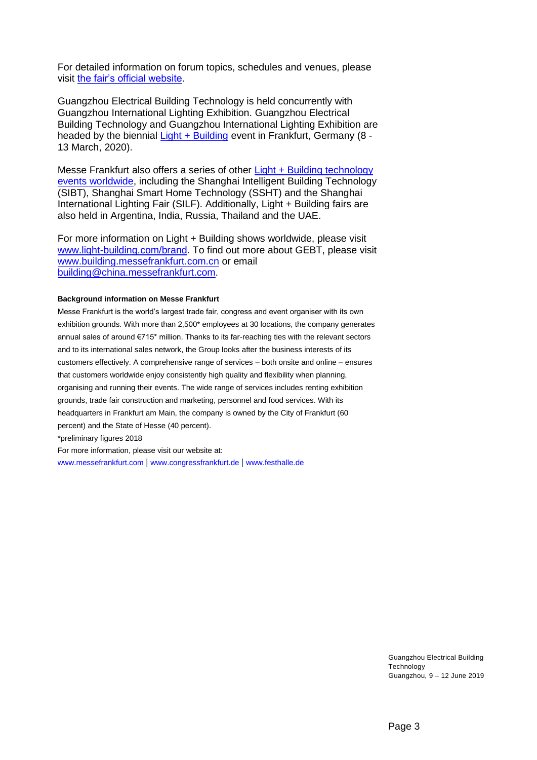For detailed information on forum topics, schedules and venues, please visit [the fair's official website](#).

Guangzhou Electrical Building Technology is held concurrently with Guangzhou International Lighting Exhibition. Guangzhou Electrical Building Technology and Guangzhou International Lighting Exhibition are headed by the biennial [Light + Building](#) event in Frankfurt, Germany (8 - 13 March, 2020).

Messe Frankfurt also offers a series of other [Light + Building technology events worldwide](#), including the Shanghai Intelligent Building Technology (SIBT), Shanghai Smart Home Technology (SSHT) and the Shanghai International Lighting Fair (SILF). Additionally, Light + Building fairs are also held in Argentina, India, Russia, Thailand and the UAE.

For more information on Light + Building shows worldwide, please visit [www.light-building.com/brand](http://www.light-building.com/brand). To find out more about GEBT, please visit [www.building.messefrankfurt.com.cn](http://www.building.messefrankfurt.com.cn) or email [building@china.messefrankfurt.com](mailto:building@china.messefrankfurt.com).

**Background information on Messe Frankfurt**

Messe Frankfurt is the world's largest trade fair, congress and event organiser with its own exhibition grounds. With more than 2,500* employees at 30 locations, the company generates annual sales of around €715* million. Thanks to its far-reaching ties with the relevant sectors and to its international sales network, the Group looks after the business interests of its customers effectively. A comprehensive range of services – both onsite and online – ensures that customers worldwide enjoy consistently high quality and flexibility when planning, organising and running their events. The wide range of services includes renting exhibition grounds, trade fair construction and marketing, personnel and food services. With its headquarters in Frankfurt am Main, the company is owned by the City of Frankfurt (60 percent) and the State of Hesse (40 percent).

*preliminary figures 2018

For more information, please visit our website at:

www.messefrankfurt.com | www.congressfrankfurt.de | www.festhalle.de

Guangzhou Electrical Building Technology
Guangzhou, 9 – 12 June 2019